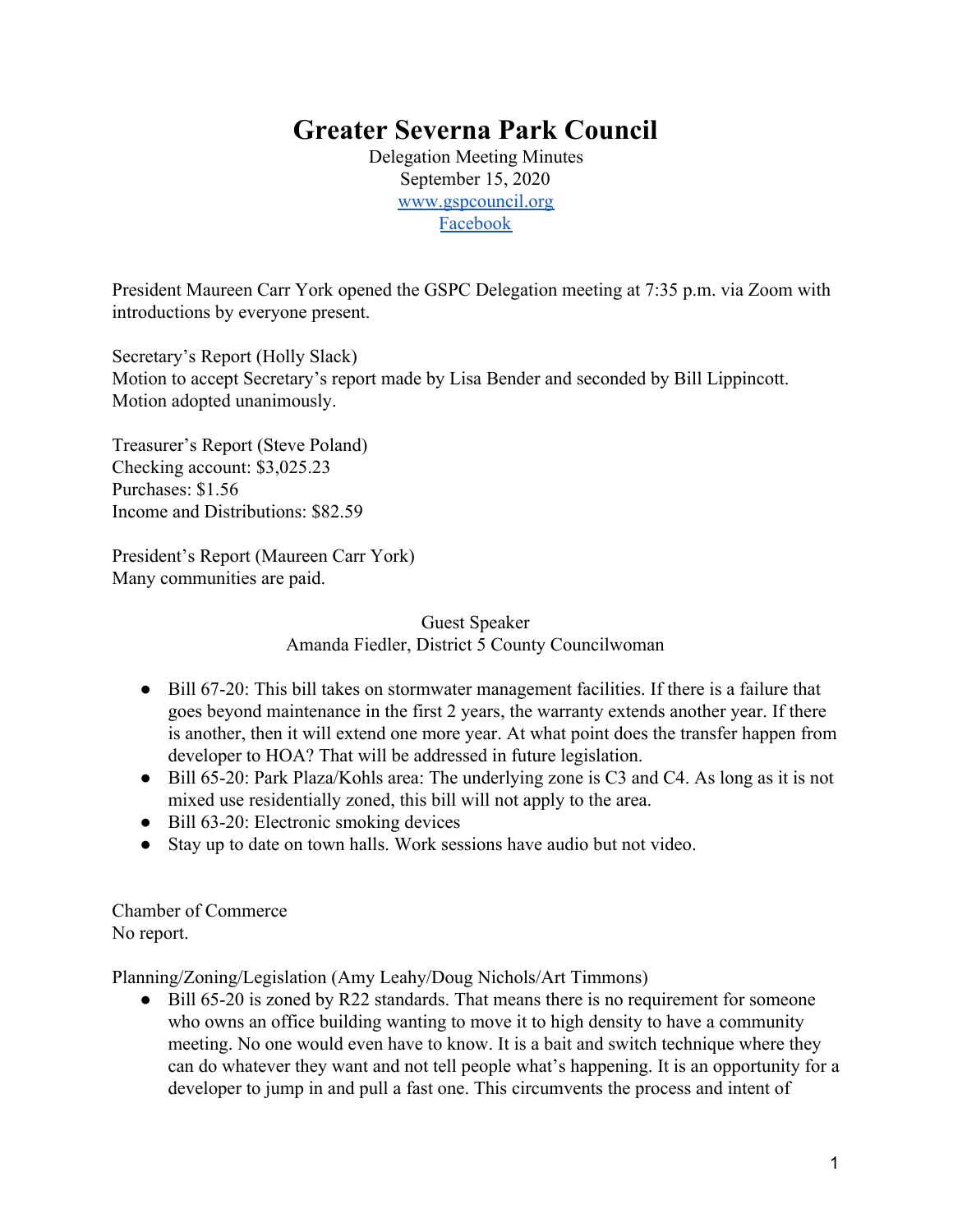# Greater Severna Park Council

Delegation Meeting Minutes
September 15, 2020
[www.gspcouncil.org](http://www.gspcouncil.org)
[Facebook]()

President Maureen Carr York opened the GSPC Delegation meeting at 7:35 p.m. via Zoom with introductions by everyone present.

Secretary's Report (Holly Slack)
Motion to accept Secretary's report made by Lisa Bender and seconded by Bill Lippincott. Motion adopted unanimously.

Treasurer's Report (Steve Poland)
Checking account: $3,025.23
Purchases: $1.56
Income and Distributions: $82.59

President's Report (Maureen Carr York)
Many communities are paid.

Guest Speaker
Amanda Fiedler, District 5 County Councilwoman

- Bill 67-20: This bill takes on stormwater management facilities. If there is a failure that goes beyond maintenance in the first 2 years, the warranty extends another year. If there is another, then it will extend one more year. At what point does the transfer happen from developer to HOA? That will be addressed in future legislation.
- Bill 65-20: Park Plaza/Kohls area: The underlying zone is C3 and C4. As long as it is not mixed use residentially zoned, this bill will not apply to the area.
- Bill 63-20: Electronic smoking devices
- Stay up to date on town halls. Work sessions have audio but not video.

Chamber of Commerce
No report.

Planning/Zoning/Legislation (Amy Leahy/Doug Nichols/Art Timmons)

- Bill 65-20 is zoned by R22 standards. That means there is no requirement for someone who owns an office building wanting to move it to high density to have a community meeting. No one would even have to know. It is a bait and switch technique where they can do whatever they want and not tell people what's happening. It is an opportunity for a developer to jump in and pull a fast one. This circumvents the process and intent of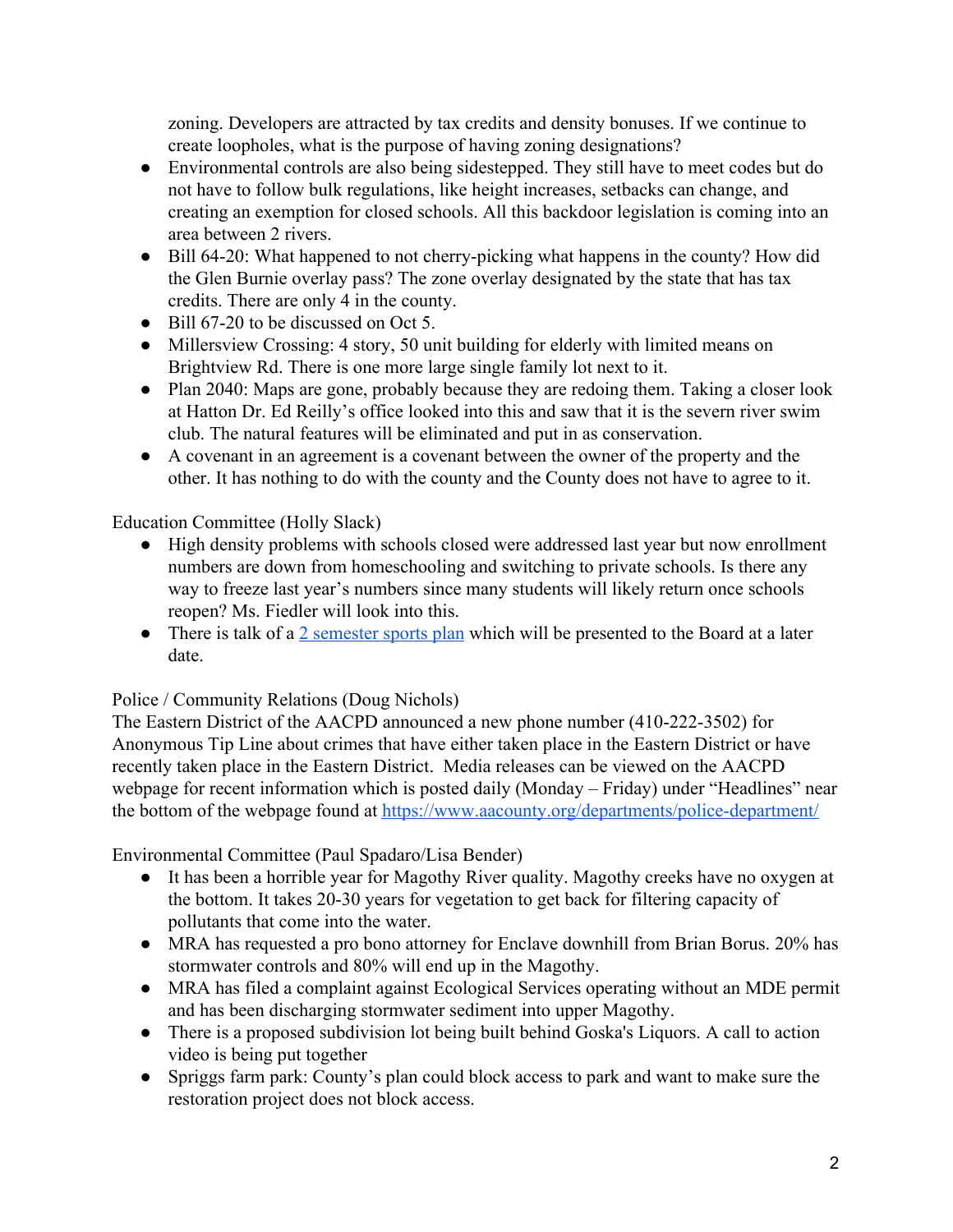zoning. Developers are attracted by tax credits and density bonuses. If we continue to create loopholes, what is the purpose of having zoning designations?

- Environmental controls are also being sidestepped. They still have to meet codes but do not have to follow bulk regulations, like height increases, setbacks can change, and creating an exemption for closed schools. All this backdoor legislation is coming into an area between 2 rivers.
- Bill 64-20: What happened to not cherry-picking what happens in the county? How did the Glen Burnie overlay pass? The zone overlay designated by the state that has tax credits. There are only 4 in the county.
- Bill 67-20 to be discussed on Oct 5.
- Millersview Crossing: 4 story, 50 unit building for elderly with limited means on Brightview Rd. There is one more large single family lot next to it.
- Plan 2040: Maps are gone, probably because they are redoing them. Taking a closer look at Hatton Dr. Ed Reilly's office looked into this and saw that it is the severn river swim club. The natural features will be eliminated and put in as conservation.
- A covenant in an agreement is a covenant between the owner of the property and the other. It has nothing to do with the county and the County does not have to agree to it.

Education Committee (Holly Slack)

- High density problems with schools closed were addressed last year but now enrollment numbers are down from homeschooling and switching to private schools. Is there any way to freeze last year's numbers since many students will likely return once schools reopen? Ms. Fiedler will look into this.
- There is talk of a 2 semester sports plan which will be presented to the Board at a later date.

Police / Community Relations (Doug Nichols)

The Eastern District of the AACPD announced a new phone number (410-222-3502) for Anonymous Tip Line about crimes that have either taken place in the Eastern District or have recently taken place in the Eastern District. Media releases can be viewed on the AACPD webpage for recent information which is posted daily (Monday – Friday) under "Headlines" near the bottom of the webpage found at https://www.aacounty.org/departments/police-department/

Environmental Committee (Paul Spadaro/Lisa Bender)

- It has been a horrible year for Magothy River quality. Magothy creeks have no oxygen at the bottom. It takes 20-30 years for vegetation to get back for filtering capacity of pollutants that come into the water.
- MRA has requested a pro bono attorney for Enclave downhill from Brian Borus. 20% has stormwater controls and 80% will end up in the Magothy.
- MRA has filed a complaint against Ecological Services operating without an MDE permit and has been discharging stormwater sediment into upper Magothy.
- There is a proposed subdivision lot being built behind Goska's Liquors. A call to action video is being put together
- Spriggs farm park: County's plan could block access to park and want to make sure the restoration project does not block access.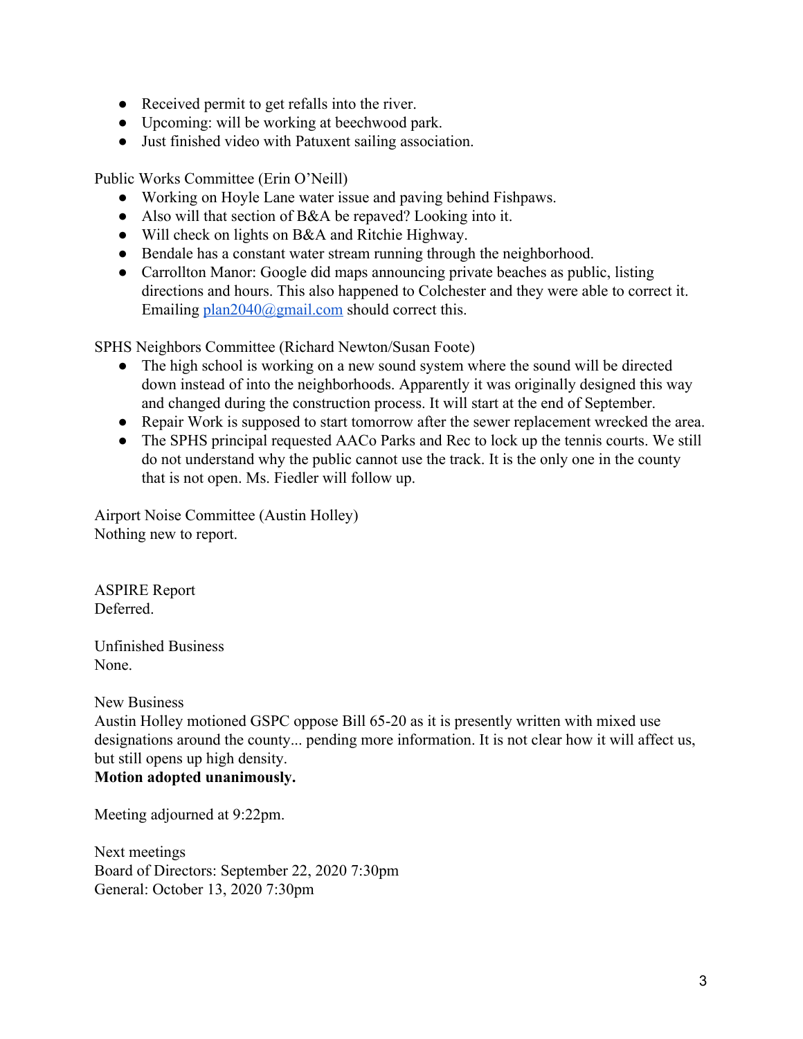- Received permit to get refalls into the river.
- Upcoming: will be working at beechwood park.
- Just finished video with Patuxent sailing association.

Public Works Committee (Erin O'Neill)

- Working on Hoyle Lane water issue and paving behind Fishpaws.
- Also will that section of B&A be repaved? Looking into it.
- Will check on lights on B&A and Ritchie Highway.
- Bendale has a constant water stream running through the neighborhood.
- Carrollton Manor: Google did maps announcing private beaches as public, listing directions and hours. This also happened to Colchester and they were able to correct it. Emailing [plan2040@gmail.com](mailto:plan2040@gmail.com) should correct this.

SPHS Neighbors Committee (Richard Newton/Susan Foote)

- The high school is working on a new sound system where the sound will be directed down instead of into the neighborhoods. Apparently it was originally designed this way and changed during the construction process. It will start at the end of September.
- Repair Work is supposed to start tomorrow after the sewer replacement wrecked the area.
- The SPHS principal requested AACo Parks and Rec to lock up the tennis courts. We still do not understand why the public cannot use the track. It is the only one in the county that is not open. Ms. Fiedler will follow up.

Airport Noise Committee (Austin Holley)
Nothing new to report.

ASPIRE Report
Deferred.

Unfinished Business
None.

New Business
Austin Holley motioned GSPC oppose Bill 65-20 as it is presently written with mixed use designations around the county... pending more information. It is not clear how it will affect us, but still opens up high density.
**Motion adopted unanimously.**

Meeting adjourned at 9:22pm.

Next meetings
Board of Directors: September 22, 2020 7:30pm
General: October 13, 2020 7:30pm